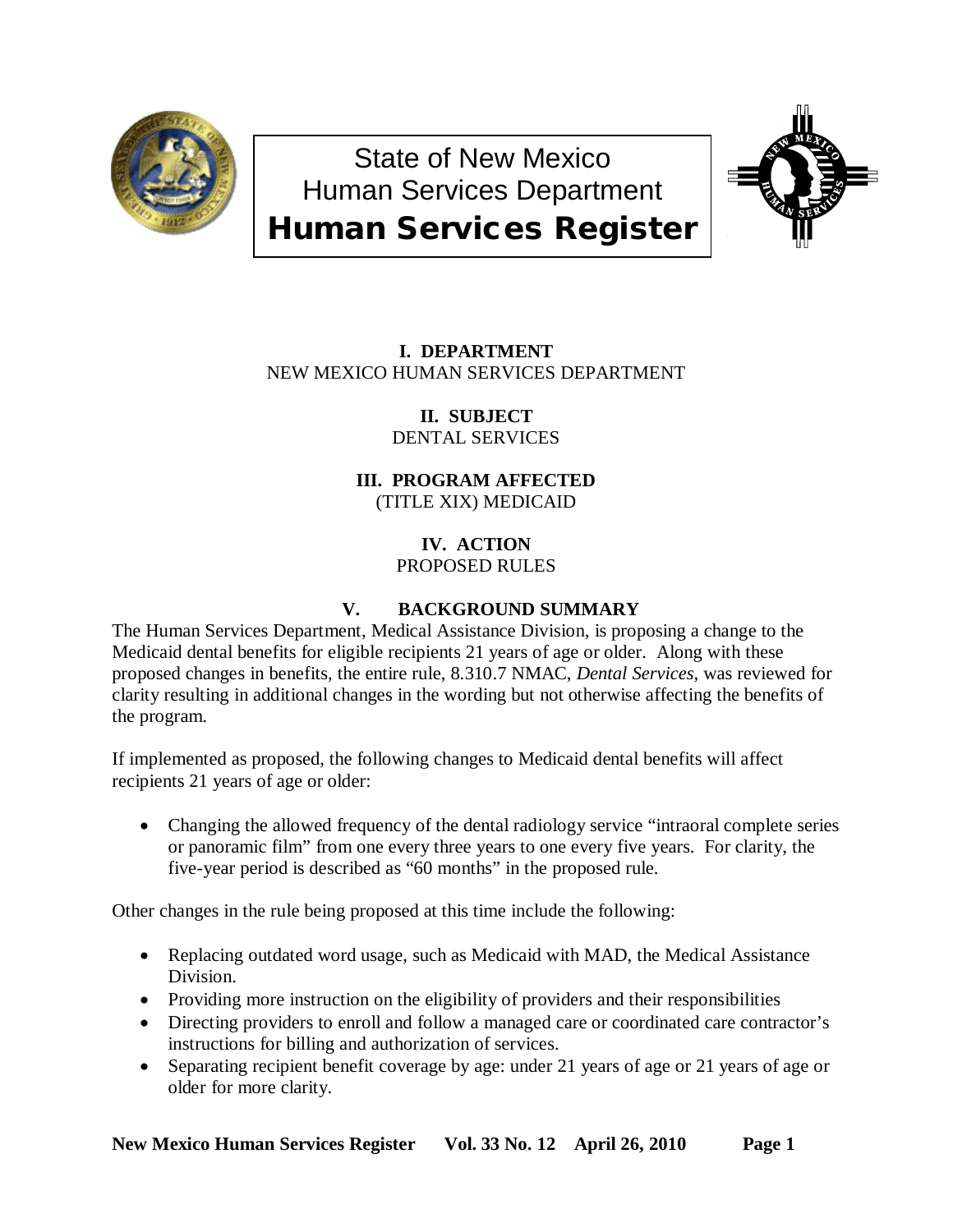# State of New Mexico
# Human Services Department
# Human Services Register

**I. DEPARTMENT**
NEW MEXICO HUMAN SERVICES DEPARTMENT

**II. SUBJECT**
DENTAL SERVICES

**III. PROGRAM AFFECTED**
(TITLE XIX) MEDICAID

**IV. ACTION**
PROPOSED RULES

**V. BACKGROUND SUMMARY**

The Human Services Department, Medical Assistance Division, is proposing a change to the Medicaid dental benefits for eligible recipients 21 years of age or older. Along with these proposed changes in benefits, the entire rule, 8.310.7 NMAC, *Dental Services*, was reviewed for clarity resulting in additional changes in the wording but not otherwise affecting the benefits of the program.

If implemented as proposed, the following changes to Medicaid dental benefits will affect recipients 21 years of age or older:

- Changing the allowed frequency of the dental radiology service "intraoral complete series or panoramic film" from one every three years to one every five years. For clarity, the five-year period is described as "60 months" in the proposed rule.

Other changes in the rule being proposed at this time include the following:

- Replacing outdated word usage, such as Medicaid with MAD, the Medical Assistance Division.
- Providing more instruction on the eligibility of providers and their responsibilities
- Directing providers to enroll and follow a managed care or coordinated care contractor's instructions for billing and authorization of services.
- Separating recipient benefit coverage by age: under 21 years of age or 21 years of age or older for more clarity.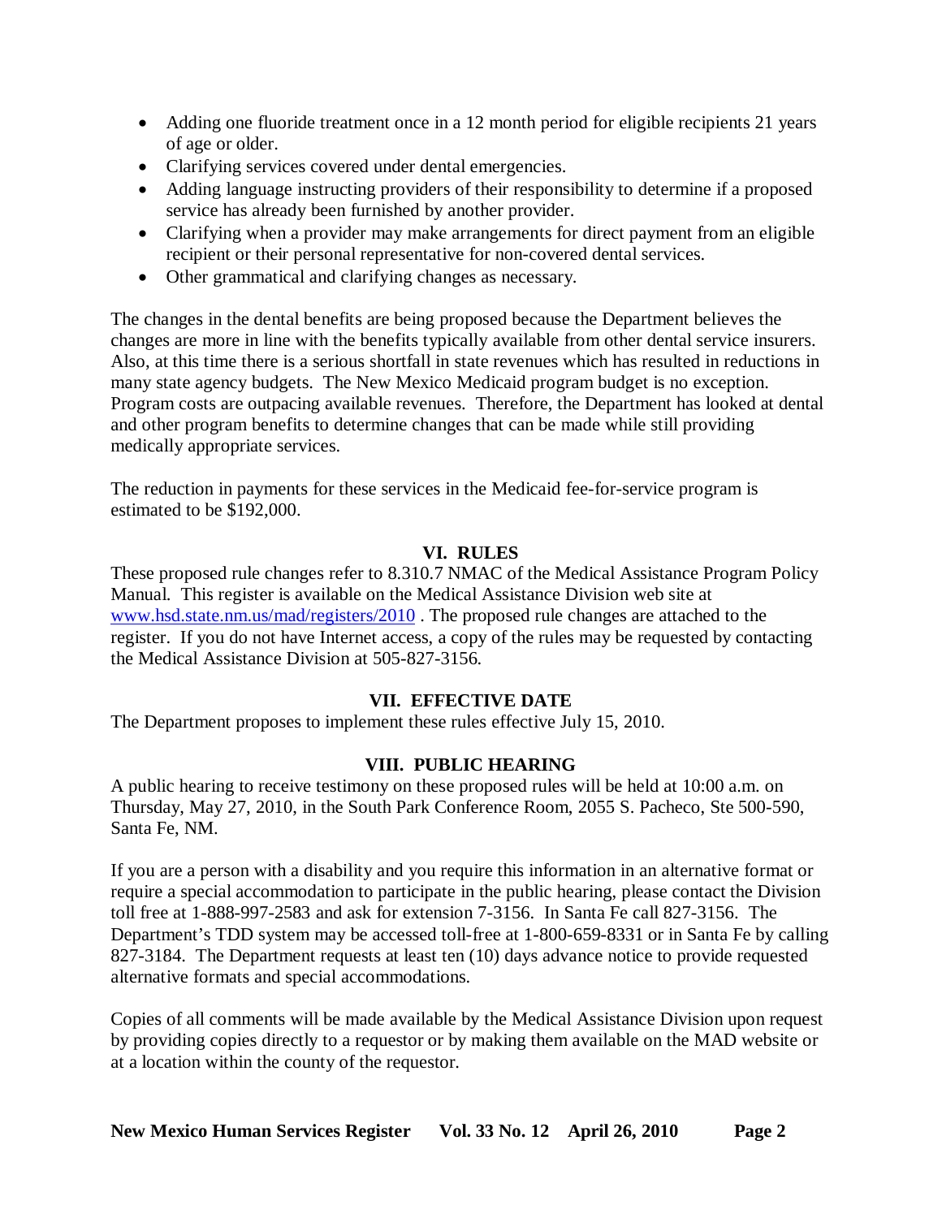- Adding one fluoride treatment once in a 12 month period for eligible recipients 21 years of age or older.
- Clarifying services covered under dental emergencies.
- Adding language instructing providers of their responsibility to determine if a proposed service has already been furnished by another provider.
- Clarifying when a provider may make arrangements for direct payment from an eligible recipient or their personal representative for non-covered dental services.
- Other grammatical and clarifying changes as necessary.

The changes in the dental benefits are being proposed because the Department believes the changes are more in line with the benefits typically available from other dental service insurers. Also, at this time there is a serious shortfall in state revenues which has resulted in reductions in many state agency budgets. The New Mexico Medicaid program budget is no exception. Program costs are outpacing available revenues. Therefore, the Department has looked at dental and other program benefits to determine changes that can be made while still providing medically appropriate services.

The reduction in payments for these services in the Medicaid fee-for-service program is estimated to be $192,000.

## VI. RULES

These proposed rule changes refer to 8.310.7 NMAC of the Medical Assistance Program Policy Manual. This register is available on the Medical Assistance Division web site at [www.hsd.state.nm.us/mad/registers/2010](http://www.hsd.state.nm.us/mad/registers/2010) . The proposed rule changes are attached to the register. If you do not have Internet access, a copy of the rules may be requested by contacting the Medical Assistance Division at 505-827-3156.

## VII. EFFECTIVE DATE

The Department proposes to implement these rules effective July 15, 2010.

## VIII. PUBLIC HEARING

A public hearing to receive testimony on these proposed rules will be held at 10:00 a.m. on Thursday, May 27, 2010, in the South Park Conference Room, 2055 S. Pacheco, Ste 500-590, Santa Fe, NM.

If you are a person with a disability and you require this information in an alternative format or require a special accommodation to participate in the public hearing, please contact the Division toll free at 1-888-997-2583 and ask for extension 7-3156. In Santa Fe call 827-3156. The Department's TDD system may be accessed toll-free at 1-800-659-8331 or in Santa Fe by calling 827-3184. The Department requests at least ten (10) days advance notice to provide requested alternative formats and special accommodations.

Copies of all comments will be made available by the Medical Assistance Division upon request by providing copies directly to a requestor or by making them available on the MAD website or at a location within the county of the requestor.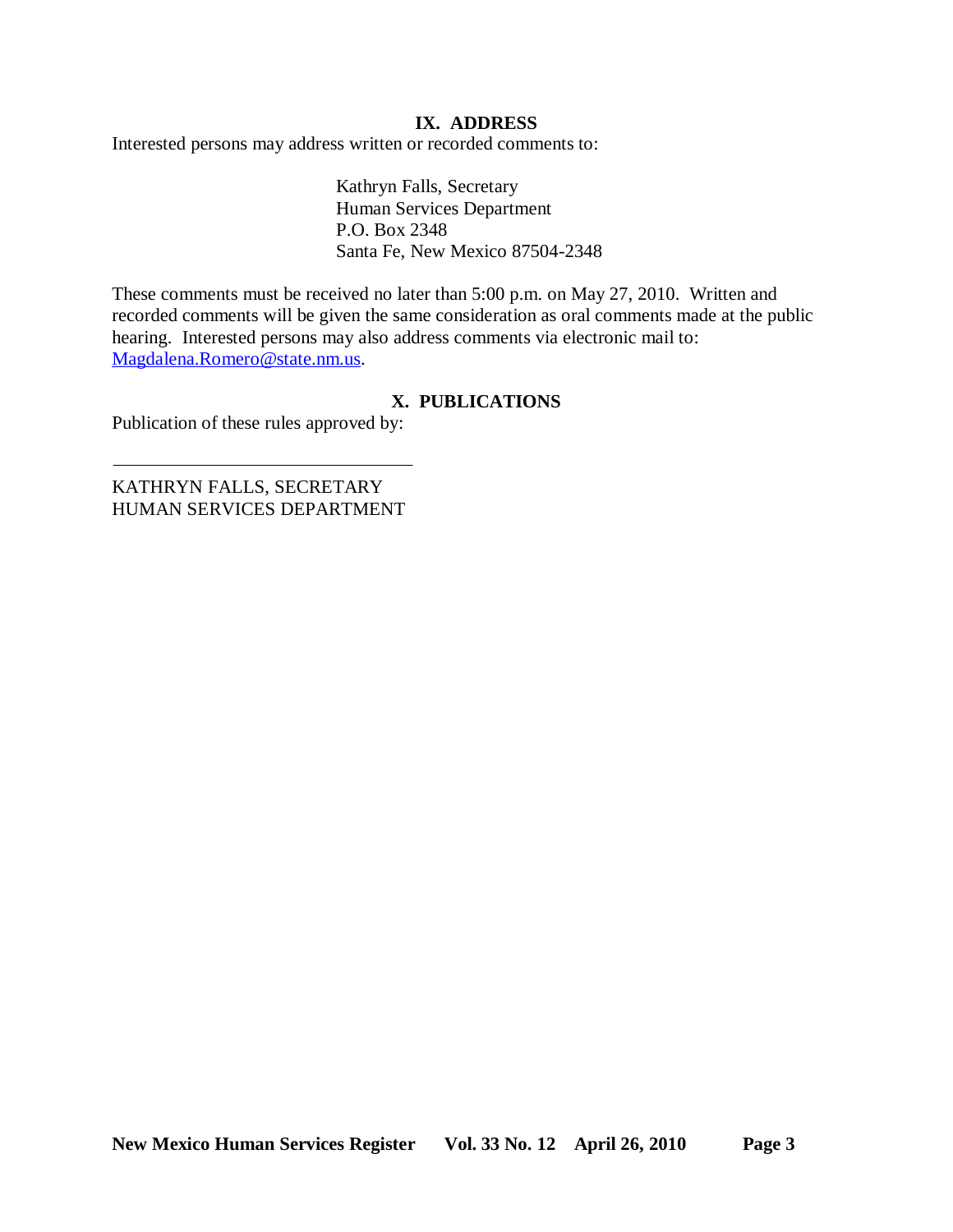## IX. ADDRESS

Interested persons may address written or recorded comments to:

Kathryn Falls, Secretary
Human Services Department
P.O. Box 2348
Santa Fe, New Mexico 87504-2348

These comments must be received no later than 5:00 p.m. on May 27, 2010. Written and recorded comments will be given the same consideration as oral comments made at the public hearing. Interested persons may also address comments via electronic mail to: Magdalena.Romero@state.nm.us.

## X. PUBLICATIONS

Publication of these rules approved by:

\_\_\_\_\_\_\_\_\_\_\_\_\_\_\_\_\_\_\_\_\_\_\_\_\_\_\_\_\_\_\_\_\_\_

KATHRYN FALLS, SECRETARY
HUMAN SERVICES DEPARTMENT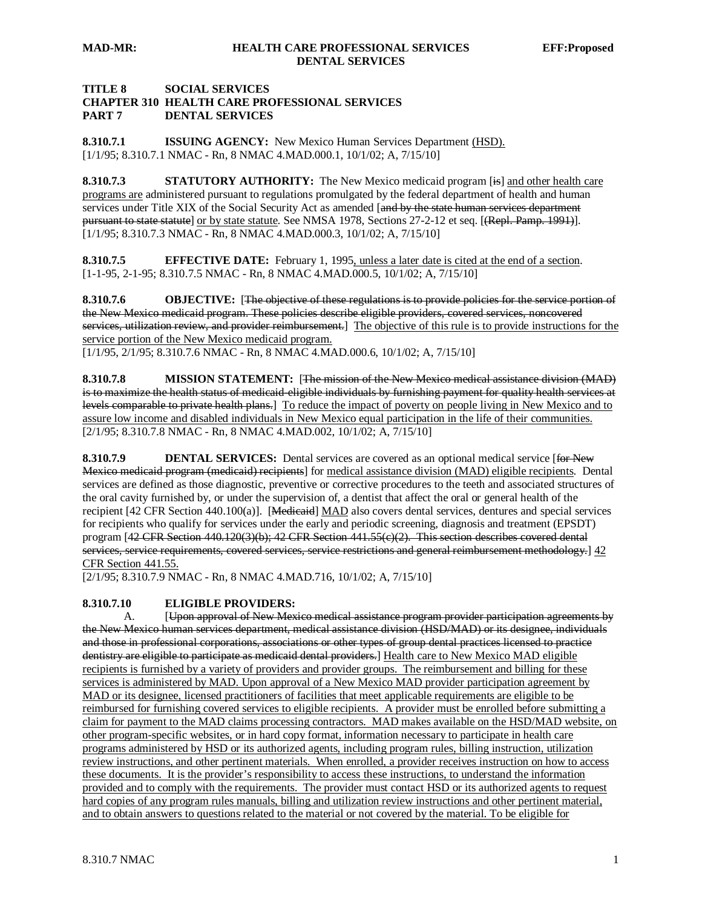**TITLE 8 SOCIAL SERVICES**
**CHAPTER 310 HEALTH CARE PROFESSIONAL SERVICES**
**PART 7 DENTAL SERVICES**

**8.310.7.1 ISSUING AGENCY:** New Mexico Human Services Department <u>(HSD).</u>
[1/1/95; 8.310.7.1 NMAC - Rn, 8 NMAC 4.MAD.000.1, 10/1/02; A, 7/15/10]

**8.310.7.3 STATUTORY AUTHORITY:** The New Mexico medicaid program [~~is~~] <u>and other health care programs are</u> administered pursuant to regulations promulgated by the federal department of health and human services under Title XIX of the Social Security Act as amended [~~and by the state human services department pursuant to state statute~~] <u>or by state statute</u>. See NMSA 1978, Sections 27-2-12 et seq. [~~(Repl. Pamp. 1991)~~].
[1/1/95; 8.310.7.3 NMAC - Rn, 8 NMAC 4.MAD.000.3, 10/1/02; A, 7/15/10]

**8.310.7.5 EFFECTIVE DATE:** February 1, 1995<u>, unless a later date is cited at the end of a section</u>.
[1-1-95, 2-1-95; 8.310.7.5 NMAC - Rn, 8 NMAC 4.MAD.000.5, 10/1/02; A, 7/15/10]

**8.310.7.6 OBJECTIVE:** [~~The objective of these regulations is to provide policies for the service portion of the New Mexico medicaid program. These policies describe eligible providers, covered services, noncovered services, utilization review, and provider reimbursement.~~] <u>The objective of this rule is to provide instructions for the service portion of the New Mexico medicaid program.</u>
[1/1/95, 2/1/95; 8.310.7.6 NMAC - Rn, 8 NMAC 4.MAD.000.6, 10/1/02; A, 7/15/10]

**8.310.7.8 MISSION STATEMENT:** [~~The mission of the New Mexico medical assistance division (MAD) is to maximize the health status of medicaid-eligible individuals by furnishing payment for quality health services at levels comparable to private health plans.~~] <u>To reduce the impact of poverty on people living in New Mexico and to assure low income and disabled individuals in New Mexico equal participation in the life of their communities.</u>
[2/1/95; 8.310.7.8 NMAC - Rn, 8 NMAC 4.MAD.002, 10/1/02; A, 7/15/10]

**8.310.7.9 DENTAL SERVICES:** Dental services are covered as an optional medical service [~~for New Mexico medicaid program (medicaid) recipients~~] for <u>medical assistance division (MAD) eligible recipients</u>. Dental services are defined as those diagnostic, preventive or corrective procedures to the teeth and associated structures of the oral cavity furnished by, or under the supervision of, a dentist that affect the oral or general health of the recipient [42 CFR Section 440.100(a)]. [~~Medicaid~~] <u>MAD</u> also covers dental services, dentures and special services for recipients who qualify for services under the early and periodic screening, diagnosis and treatment (EPSDT) program [~~42 CFR Section 440.120(3)(b); 42 CFR Section 441.55(c)(2). This section describes covered dental services, service requirements, covered services, service restrictions and general reimbursement methodology.~~] <u>42 CFR Section 441.55.</u>
[2/1/95; 8.310.7.9 NMAC - Rn, 8 NMAC 4.MAD.716, 10/1/02; A, 7/15/10]

**8.310.7.10 ELIGIBLE PROVIDERS:**

A. [~~Upon approval of New Mexico medical assistance program provider participation agreements by the New Mexico human services department, medical assistance division (HSD/MAD) or its designee, individuals and those in professional corporations, associations or other types of group dental practices licensed to practice dentistry are eligible to participate as medicaid dental providers.~~] <u>Health care to New Mexico MAD eligible recipients is furnished by a variety of providers and provider groups. The reimbursement and billing for these services is administered by MAD. Upon approval of a New Mexico MAD provider participation agreement by MAD or its designee, licensed practitioners of facilities that meet applicable requirements are eligible to be reimbursed for furnishing covered services to eligible recipients. A provider must be enrolled before submitting a claim for payment to the MAD claims processing contractors. MAD makes available on the HSD/MAD website, on other program-specific websites, or in hard copy format, information necessary to participate in health care programs administered by HSD or its authorized agents, including program rules, billing instruction, utilization review instructions, and other pertinent materials. When enrolled, a provider receives instruction on how to access these documents. It is the provider's responsibility to access these instructions, to understand the information provided and to comply with the requirements. The provider must contact HSD or its authorized agents to request hard copies of any program rules manuals, billing and utilization review instructions and other pertinent material, and to obtain answers to questions related to the material or not covered by the material. To be eligible for</u>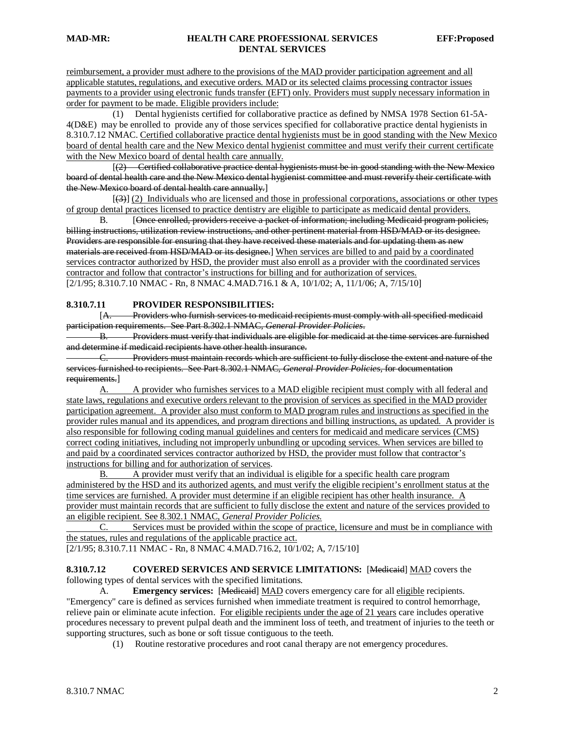reimbursement, a provider must adhere to the provisions of the MAD provider participation agreement and all applicable statutes, regulations, and executive orders. MAD or its selected claims processing contractor issues payments to a provider using electronic funds transfer (EFT) only. Providers must supply necessary information in order for payment to be made. Eligible providers include:

(1) Dental hygienists certified for collaborative practice as defined by NMSA 1978 Section 61-5A-4(D&E) may be enrolled to provide any of those services specified for collaborative practice dental hygienists in 8.310.7.12 NMAC. Certified collaborative practice dental hygienists must be in good standing with the New Mexico board of dental health care and the New Mexico dental hygienist committee and must verify their current certificate with the New Mexico board of dental health care annually.

[~~(2) Certified collaborative practice dental hygienists must be in good standing with the New Mexico board of dental health care and the New Mexico dental hygienist committee and must reverify their certificate with the New Mexico board of dental health care annually.~~]

[~~(3)~~] (2) Individuals who are licensed and those in professional corporations, associations or other types of group dental practices licensed to practice dentistry are eligible to participate as medicaid dental providers.

B. [~~Once enrolled, providers receive a packet of information; including Medicaid program policies, billing instructions, utilization review instructions, and other pertinent material from HSD/MAD or its designee. Providers are responsible for ensuring that they have received these materials and for updating them as new materials are received from HSD/MAD or its designee.~~] When services are billed to and paid by a coordinated services contractor authorized by HSD, the provider must also enroll as a provider with the coordinated services contractor and follow that contractor's instructions for billing and for authorization of services.

[2/1/95; 8.310.7.10 NMAC - Rn, 8 NMAC 4.MAD.716.1 & A, 10/1/02; A, 11/1/06; A, 7/15/10]

**8.310.7.11 PROVIDER RESPONSIBILITIES:**

[~~A. Providers who furnish services to medicaid recipients must comply with all specified medicaid participation requirements. See Part 8.302.1 NMAC, *General Provider Policies*.~~

~~B. Providers must verify that individuals are eligible for medicaid at the time services are furnished and determine if medicaid recipients have other health insurance.~~

~~C. Providers must maintain records which are sufficient to fully disclose the extent and nature of the services furnished to recipients. See Part 8.302.1 NMAC, *General Provider Policies*, for documentation requirements.~~]

A. A provider who furnishes services to a MAD eligible recipient must comply with all federal and state laws, regulations and executive orders relevant to the provision of services as specified in the MAD provider participation agreement. A provider also must conform to MAD program rules and instructions as specified in the provider rules manual and its appendices, and program directions and billing instructions, as updated. A provider is also responsible for following coding manual guidelines and centers for medicaid and medicare services (CMS) correct coding initiatives, including not improperly unbundling or upcoding services. When services are billed to and paid by a coordinated services contractor authorized by HSD, the provider must follow that contractor's instructions for billing and for authorization of services.

B. A provider must verify that an individual is eligible for a specific health care program administered by the HSD and its authorized agents, and must verify the eligible recipient's enrollment status at the time services are furnished. A provider must determine if an eligible recipient has other health insurance. A provider must maintain records that are sufficient to fully disclose the extent and nature of the services provided to an eligible recipient. See 8.302.1 NMAC, *General Provider Policies.*

C. Services must be provided within the scope of practice, licensure and must be in compliance with the statues, rules and regulations of the applicable practice act.

[2/1/95; 8.310.7.11 NMAC - Rn, 8 NMAC 4.MAD.716.2, 10/1/02; A, 7/15/10]

**8.310.7.12 COVERED SERVICES AND SERVICE LIMITATIONS:** [~~Medicaid~~] MAD covers the following types of dental services with the specified limitations.

A. **Emergency services:** [~~Medicaid~~] MAD covers emergency care for all eligible recipients. "Emergency" care is defined as services furnished when immediate treatment is required to control hemorrhage, relieve pain or eliminate acute infection. For eligible recipients under the age of 21 years care includes operative procedures necessary to prevent pulpal death and the imminent loss of teeth, and treatment of injuries to the teeth or supporting structures, such as bone or soft tissue contiguous to the teeth.

(1) Routine restorative procedures and root canal therapy are not emergency procedures.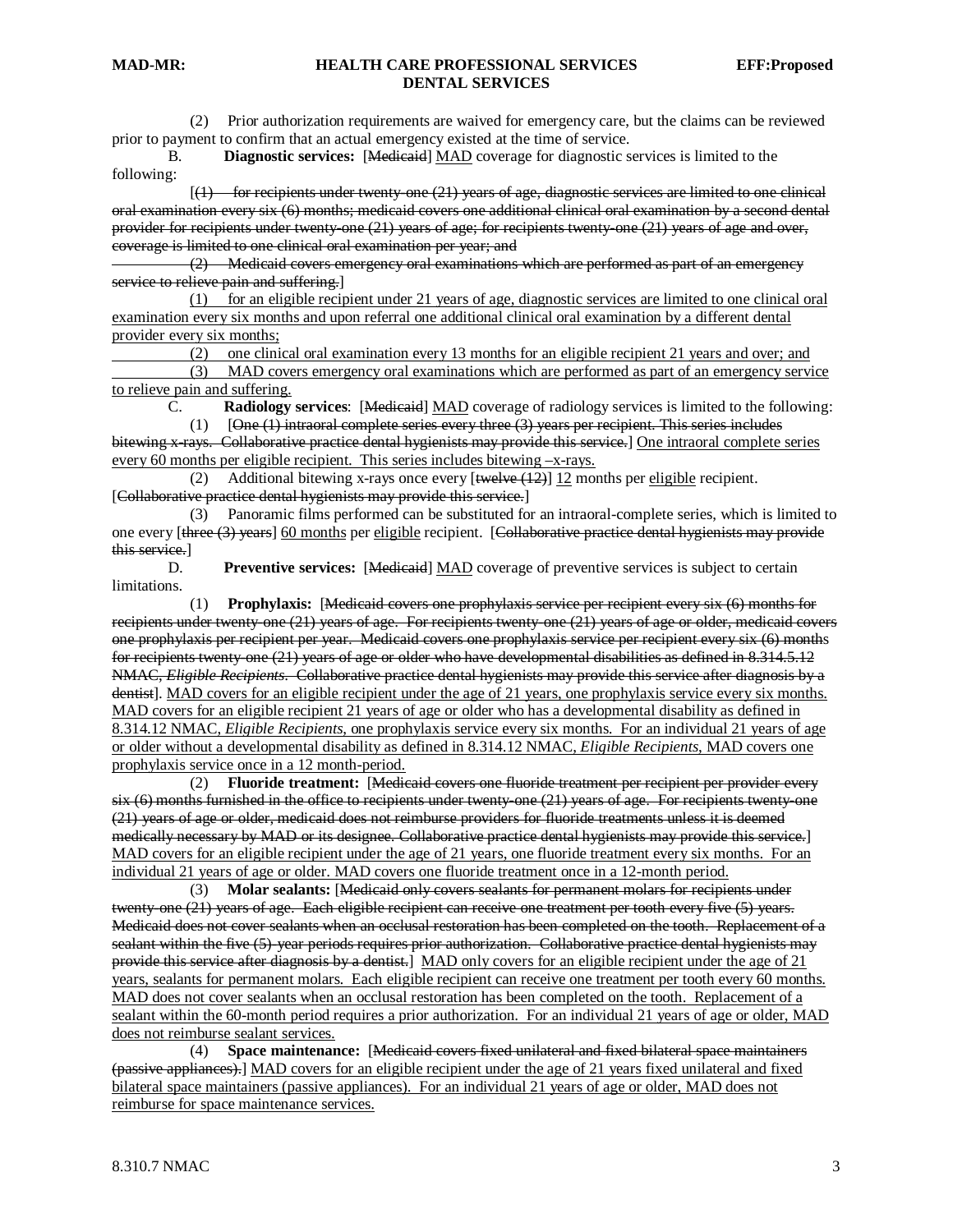(2) Prior authorization requirements are waived for emergency care, but the claims can be reviewed prior to payment to confirm that an actual emergency existed at the time of service.

B. **Diagnostic services:** [~~Medicaid~~] <u>MAD</u> coverage for diagnostic services is limited to the following:

[~~(1) for recipients under twenty-one (21) years of age, diagnostic services are limited to one clinical oral examination every six (6) months; medicaid covers one additional clinical oral examination by a second dental provider for recipients under twenty-one (21) years of age; for recipients twenty-one (21) years of age and over, coverage is limited to one clinical oral examination per year; and~~

~~(2) Medicaid covers emergency oral examinations which are performed as part of an emergency service to relieve pain and suffering.~~]

<u>(1) for an eligible recipient under 21 years of age, diagnostic services are limited to one clinical oral examination every six months and upon referral one additional clinical oral examination by a different dental provider every six months;</u>

<u>(2) one clinical oral examination every 13 months for an eligible recipient 21 years and over; and</u>

<u>(3) MAD covers emergency oral examinations which are performed as part of an emergency service to relieve pain and suffering.</u>

C. **Radiology services**: [~~Medicaid~~] <u>MAD</u> coverage of radiology services is limited to the following:

(1) [~~One (1) intraoral complete series every three (3) years per recipient. This series includes bitewing x-rays. Collaborative practice dental hygienists may provide this service.~~] <u>One intraoral complete series every 60 months per eligible recipient. This series includes bitewing –x-rays.</u>

(2) Additional bitewing x-rays once every [~~twelve (12)~~] <u>12</u> months per <u>eligible</u> recipient. [~~Collaborative practice dental hygienists may provide this service.~~]

(3) Panoramic films performed can be substituted for an intraoral-complete series, which is limited to one every [~~three (3) years~~] <u>60 months</u> per <u>eligible</u> recipient. [~~Collaborative practice dental hygienists may provide this service.~~]

D. **Preventive services:** [~~Medicaid~~] <u>MAD</u> coverage of preventive services is subject to certain limitations.

(1) **Prophylaxis:** [~~Medicaid covers one prophylaxis service per recipient every six (6) months for recipients under twenty-one (21) years of age. For recipients twenty-one (21) years of age or older, medicaid covers one prophylaxis per recipient per year. Medicaid covers one prophylaxis service per recipient every six (6) months for recipients twenty-one (21) years of age or older who have developmental disabilities as defined in 8.314.5.12 NMAC, *Eligible Recipients*. Collaborative practice dental hygienists may provide this service after diagnosis by a dentist~~]. <u>MAD covers for an eligible recipient under the age of 21 years, one prophylaxis service every six months. MAD covers for an eligible recipient 21 years of age or older who has a developmental disability as defined in 8.314.12 NMAC, *Eligible Recipients*, one prophylaxis service every six months. For an individual 21 years of age or older without a developmental disability as defined in 8.314.12 NMAC, *Eligible Recipients*, MAD covers one prophylaxis service once in a 12 month-period.</u>

(2) **Fluoride treatment:** [~~Medicaid covers one fluoride treatment per recipient per provider every six (6) months furnished in the office to recipients under twenty-one (21) years of age. For recipients twenty-one (21) years of age or older, medicaid does not reimburse providers for fluoride treatments unless it is deemed medically necessary by MAD or its designee. Collaborative practice dental hygienists may provide this service.~~] <u>MAD covers for an eligible recipient under the age of 21 years, one fluoride treatment every six months. For an individual 21 years of age or older. MAD covers one fluoride treatment once in a 12-month period.</u>

(3) **Molar sealants:** [~~Medicaid only covers sealants for permanent molars for recipients under twenty-one (21) years of age. Each eligible recipient can receive one treatment per tooth every five (5) years. Medicaid does not cover sealants when an occlusal restoration has been completed on the tooth. Replacement of a sealant within the five (5)-year periods requires prior authorization. Collaborative practice dental hygienists may provide this service after diagnosis by a dentist.~~] <u>MAD only covers for an eligible recipient under the age of 21 years, sealants for permanent molars. Each eligible recipient can receive one treatment per tooth every 60 months. MAD does not cover sealants when an occlusal restoration has been completed on the tooth. Replacement of a sealant within the 60-month period requires a prior authorization. For an individual 21 years of age or older, MAD does not reimburse sealant services.</u>

(4) **Space maintenance:** [~~Medicaid covers fixed unilateral and fixed bilateral space maintainers (passive appliances).~~] <u>MAD covers for an eligible recipient under the age of 21 years fixed unilateral and fixed bilateral space maintainers (passive appliances). For an individual 21 years of age or older, MAD does not reimburse for space maintenance services.</u>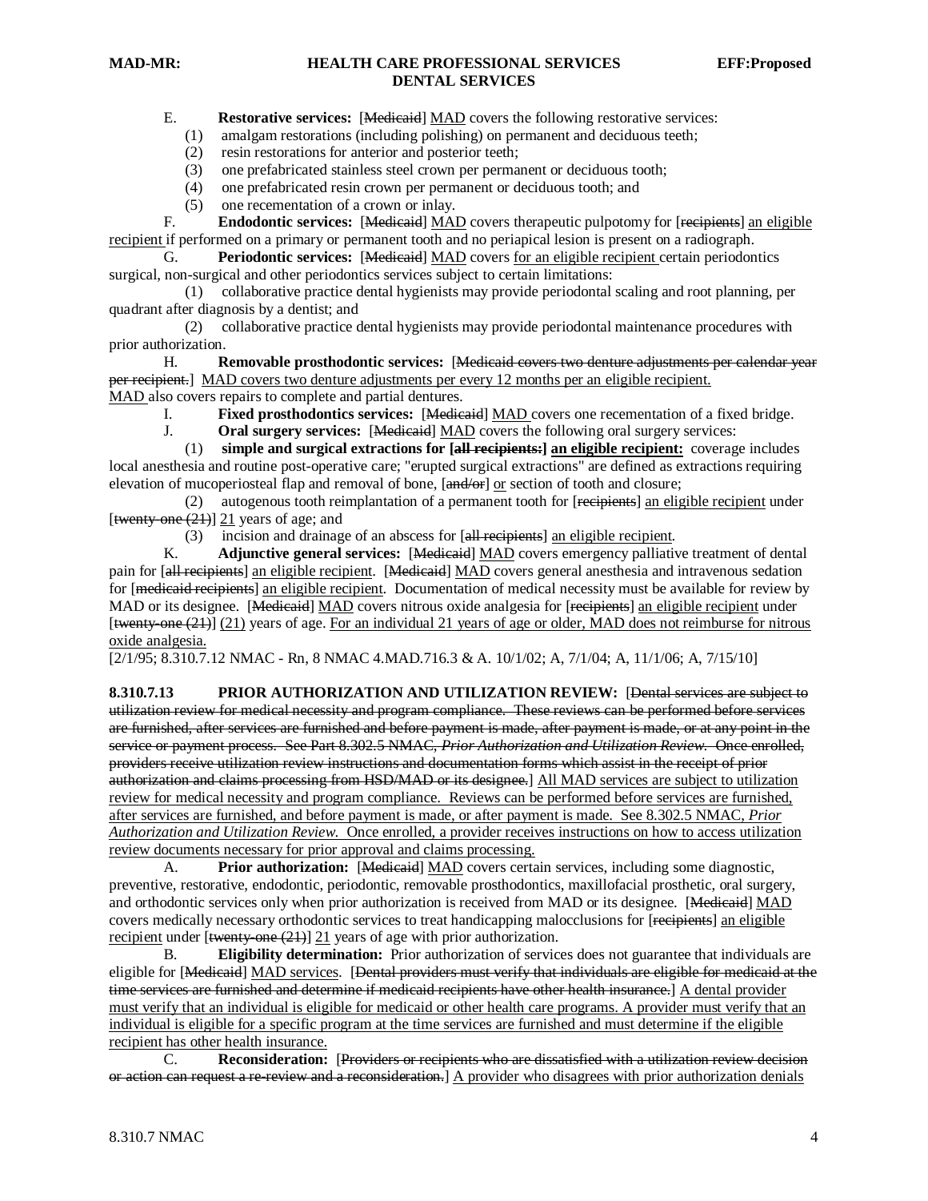E. **Restorative services:** [Medicaid] MAD covers the following restorative services:

(1) amalgam restorations (including polishing) on permanent and deciduous teeth;

(2) resin restorations for anterior and posterior teeth;

(3) one prefabricated stainless steel crown per permanent or deciduous tooth;

(4) one prefabricated resin crown per permanent or deciduous tooth; and

(5) one recementation of a crown or inlay.

F. **Endodontic services:** [Medicaid] MAD covers therapeutic pulpotomy for [recipients] an eligible recipient if performed on a primary or permanent tooth and no periapical lesion is present on a radiograph.

G. **Periodontic services:** [Medicaid] MAD covers for an eligible recipient certain periodontics surgical, non-surgical and other periodontics services subject to certain limitations:

(1) collaborative practice dental hygienists may provide periodontal scaling and root planning, per quadrant after diagnosis by a dentist; and

(2) collaborative practice dental hygienists may provide periodontal maintenance procedures with prior authorization.

H. **Removable prosthodontic services:** [Medicaid covers two denture adjustments per calendar year per recipient.] MAD covers two denture adjustments per every 12 months per an eligible recipient. MAD also covers repairs to complete and partial dentures.

I. **Fixed prosthodontics services:** [Medicaid] MAD covers one recementation of a fixed bridge.

J. **Oral surgery services:** [Medicaid] MAD covers the following oral surgery services:

(1) **simple and surgical extractions for [all recipients:] an eligible recipient:** coverage includes local anesthesia and routine post-operative care; "erupted surgical extractions" are defined as extractions requiring elevation of mucoperiosteal flap and removal of bone, [and/or] or section of tooth and closure;

(2) autogenous tooth reimplantation of a permanent tooth for [recipients] an eligible recipient under [twenty-one (21)] 21 years of age; and

(3) incision and drainage of an abscess for [all recipients] an eligible recipient.

K. **Adjunctive general services:** [Medicaid] MAD covers emergency palliative treatment of dental pain for [all recipients] an eligible recipient. [Medicaid] MAD covers general anesthesia and intravenous sedation for [medicaid recipients] an eligible recipient. Documentation of medical necessity must be available for review by MAD or its designee. [Medicaid] MAD covers nitrous oxide analgesia for [recipients] an eligible recipient under [twenty-one (21)] (21) years of age. For an individual 21 years of age or older, MAD does not reimburse for nitrous oxide analgesia.

[2/1/95; 8.310.7.12 NMAC - Rn, 8 NMAC 4.MAD.716.3 & A. 10/1/02; A, 7/1/04; A, 11/1/06; A, 7/15/10]

**8.310.7.13 PRIOR AUTHORIZATION AND UTILIZATION REVIEW:** [Dental services are subject to utilization review for medical necessity and program compliance. These reviews can be performed before services are furnished, after services are furnished and before payment is made, after payment is made, or at any point in the service or payment process. See Part 8.302.5 NMAC, *Prior Authorization and Utilization Review*. Once enrolled, providers receive utilization review instructions and documentation forms which assist in the receipt of prior authorization and claims processing from HSD/MAD or its designee.] All MAD services are subject to utilization review for medical necessity and program compliance. Reviews can be performed before services are furnished, after services are furnished, and before payment is made, or after payment is made. See 8.302.5 NMAC, *Prior Authorization and Utilization Review*. Once enrolled, a provider receives instructions on how to access utilization review documents necessary for prior approval and claims processing.

A. **Prior authorization:** [Medicaid] MAD covers certain services, including some diagnostic, preventive, restorative, endodontic, periodontic, removable prosthodontics, maxillofacial prosthetic, oral surgery, and orthodontic services only when prior authorization is received from MAD or its designee. [Medicaid] MAD covers medically necessary orthodontic services to treat handicapping malocclusions for [recipients] an eligible recipient under [twenty-one (21)] 21 years of age with prior authorization.

B. **Eligibility determination:** Prior authorization of services does not guarantee that individuals are eligible for [Medicaid] MAD services. [Dental providers must verify that individuals are eligible for medicaid at the time services are furnished and determine if medicaid recipients have other health insurance.] A dental provider must verify that an individual is eligible for medicaid or other health care programs. A provider must verify that an individual is eligible for a specific program at the time services are furnished and must determine if the eligible recipient has other health insurance.

C. **Reconsideration:** [Providers or recipients who are dissatisfied with a utilization review decision or action can request a re-review and a reconsideration.] A provider who disagrees with prior authorization denials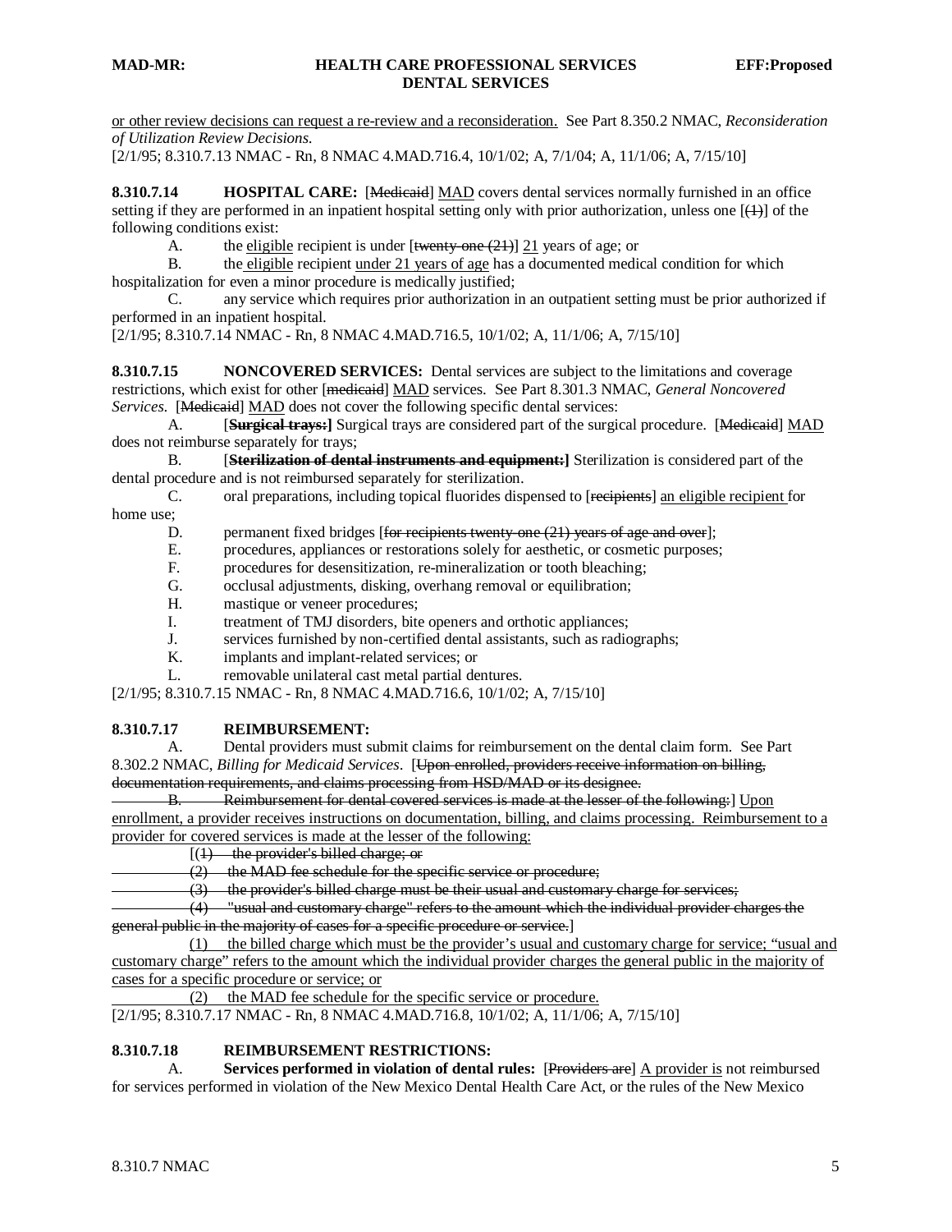or other review decisions can request a re-review and a reconsideration. See Part 8.350.2 NMAC, *Reconsideration of Utilization Review Decisions.*
[2/1/95; 8.310.7.13 NMAC - Rn, 8 NMAC 4.MAD.716.4, 10/1/02; A, 7/1/04; A, 11/1/06; A, 7/15/10]

**8.310.7.14 HOSPITAL CARE:** [~~Medicaid~~] MAD covers dental services normally furnished in an office setting if they are performed in an inpatient hospital setting only with prior authorization, unless one [~~(1)~~] of the following conditions exist:

A. the eligible recipient is under [~~twenty-one (21)~~] 21 years of age; or

B. the eligible recipient under 21 years of age has a documented medical condition for which hospitalization for even a minor procedure is medically justified;

C. any service which requires prior authorization in an outpatient setting must be prior authorized if performed in an inpatient hospital.

[2/1/95; 8.310.7.14 NMAC - Rn, 8 NMAC 4.MAD.716.5, 10/1/02; A, 11/1/06; A, 7/15/10]

**8.310.7.15 NONCOVERED SERVICES:** Dental services are subject to the limitations and coverage restrictions, which exist for other [~~medicaid~~] MAD services. See Part 8.301.3 NMAC, *General Noncovered Services*. [~~Medicaid~~] MAD does not cover the following specific dental services:

A. [~~**Surgical trays:**~~] Surgical trays are considered part of the surgical procedure. [~~Medicaid~~] MAD does not reimburse separately for trays;

B. [~~**Sterilization of dental instruments and equipment:**~~] Sterilization is considered part of the dental procedure and is not reimbursed separately for sterilization.

C. oral preparations, including topical fluorides dispensed to [~~recipients~~] an eligible recipient for home use;

D. permanent fixed bridges [~~for recipients twenty-one (21) years of age and over~~];

E. procedures, appliances or restorations solely for aesthetic, or cosmetic purposes;

F. procedures for desensitization, re-mineralization or tooth bleaching;

G. occlusal adjustments, disking, overhang removal or equilibration;

H. mastique or veneer procedures;

I. treatment of TMJ disorders, bite openers and orthotic appliances;

J. services furnished by non-certified dental assistants, such as radiographs;

K. implants and implant-related services; or

L. removable unilateral cast metal partial dentures.

[2/1/95; 8.310.7.15 NMAC - Rn, 8 NMAC 4.MAD.716.6, 10/1/02; A, 7/15/10]

**8.310.7.17 REIMBURSEMENT:**

A. Dental providers must submit claims for reimbursement on the dental claim form. See Part 8.302.2 NMAC, *Billing for Medicaid Services*. [~~Upon enrolled, providers receive information on billing, documentation requirements, and claims processing from HSD/MAD or its designee.~~

~~B. Reimbursement for dental covered services is made at the lesser of the following:~~] Upon enrollment, a provider receives instructions on documentation, billing, and claims processing. Reimbursement to a provider for covered services is made at the lesser of the following:

[~~(1) the provider's billed charge; or~~

~~(2) the MAD fee schedule for the specific service or procedure;~~

~~(3) the provider's billed charge must be their usual and customary charge for services;~~

~~(4) "usual and customary charge" refers to the amount which the individual provider charges the general public in the majority of cases for a specific procedure or service.~~]

(1) the billed charge which must be the provider's usual and customary charge for service; "usual and customary charge" refers to the amount which the individual provider charges the general public in the majority of cases for a specific procedure or service; or

(2) the MAD fee schedule for the specific service or procedure.

[2/1/95; 8.310.7.17 NMAC - Rn, 8 NMAC 4.MAD.716.8, 10/1/02; A, 11/1/06; A, 7/15/10]

**8.310.7.18 REIMBURSEMENT RESTRICTIONS:**

A. **Services performed in violation of dental rules:** [~~Providers are~~] A provider is not reimbursed for services performed in violation of the New Mexico Dental Health Care Act, or the rules of the New Mexico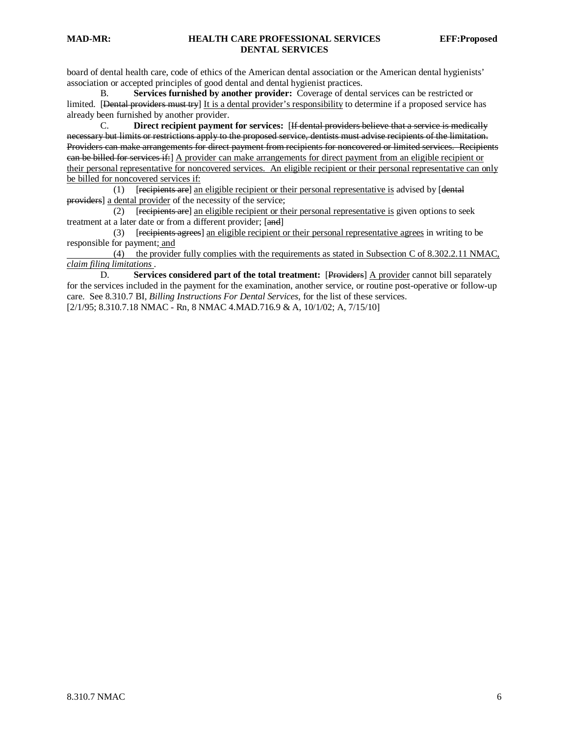board of dental health care, code of ethics of the American dental association or the American dental hygienists' association or accepted principles of good dental and dental hygienist practices.

B. **Services furnished by another provider:** Coverage of dental services can be restricted or limited. [~~Dental providers must try~~] It is a dental provider's responsibility to determine if a proposed service has already been furnished by another provider.

C. **Direct recipient payment for services:** [~~If dental providers believe that a service is medically necessary but limits or restrictions apply to the proposed service, dentists must advise recipients of the limitation. Providers can make arrangements for direct payment from recipients for noncovered or limited services. Recipients can be billed for services if:~~] A provider can make arrangements for direct payment from an eligible recipient or their personal representative for noncovered services. An eligible recipient or their personal representative can only be billed for noncovered services if:

(1) [~~recipients are~~] an eligible recipient or their personal representative is advised by [~~dental providers~~] a dental provider of the necessity of the service;

(2) [~~recipients are~~] an eligible recipient or their personal representative is given options to seek treatment at a later date or from a different provider; [~~and~~]

(3) [~~recipients agrees~~] an eligible recipient or their personal representative agrees in writing to be responsible for payment; and

(4) the provider fully complies with the requirements as stated in Subsection C of 8.302.2.11 NMAC, *claim filing limitations* .

D. **Services considered part of the total treatment:** [~~Providers~~] A provider cannot bill separately for the services included in the payment for the examination, another service, or routine post-operative or follow-up care. See 8.310.7 BI, *Billing Instructions For Dental Services*, for the list of these services.

[2/1/95; 8.310.7.18 NMAC - Rn, 8 NMAC 4.MAD.716.9 & A, 10/1/02; A, 7/15/10]